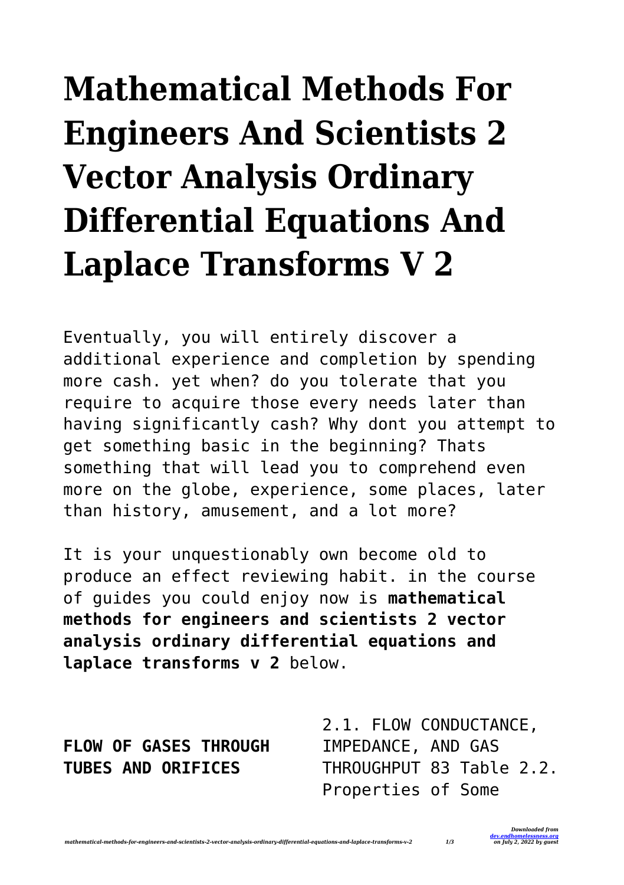# Mathematical Methods For Engineers And Scientists 2 Vector Analysis Ordinary Differential Equations And Laplace Transforms V 2

Eventually, you will entirely discover a additional experience and completion by spending more cash. yet when? do you tolerate that you require to acquire those every needs later than having significantly cash? Why dont you attempt to get something basic in the beginning? Thats something that will lead you to comprehend even more on the globe, experience, some places, later than history, amusement, and a lot more?

It is your unquestionably own become old to produce an effect reviewing habit. in the course of guides you could enjoy now is **mathematical methods for engineers and scientists 2 vector analysis ordinary differential equations and laplace transforms v 2** below.

**FLOW OF GASES THROUGH TUBES AND ORIFICES**

2.1. FLOW CONDUCTANCE, IMPEDANCE, AND GAS THROUGHPUT 83 Table 2.2. Properties of Some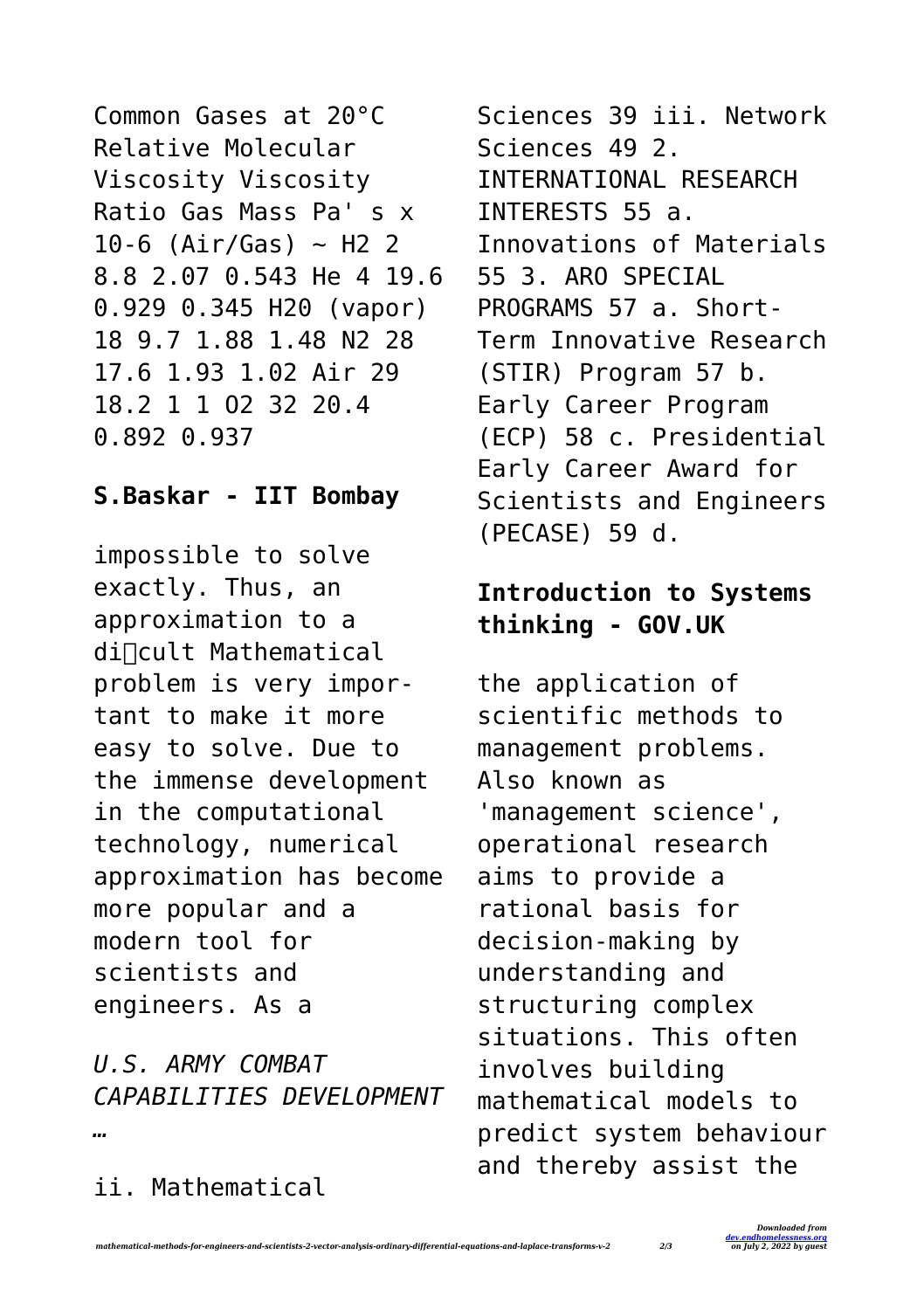Common Gases at 20°C Relative Molecular Viscosity Viscosity Ratio Gas Mass Pa' s x 10-6 (Air/Gas) ~ $H_2$ 2 8.8 2.07 0.543 He 4 19.6 0.929 0.345 H20 (vapor) 18 9.7 1.88 1.48 $N_2$ 28 17.6 1.93 1.02 Air 29 18.2 1 1 $O_2$ 32 20.4 0.892 0.937

### S.Baskar - IIT Bombay

impossible to solve exactly. Thus, an approximation to a diﬃcult Mathematical problem is very important to make it more easy to solve. Due to the immense development in the computational technology, numerical approximation has become more popular and a modern tool for scientists and engineers. As a

*U.S. ARMY COMBAT CAPABILITIES DEVELOPMENT …*

ii. Mathematical Sciences 39 iii. Network Sciences 49 2. INTERNATIONAL RESEARCH INTERESTS 55 a. Innovations of Materials 55 3. ARO SPECIAL PROGRAMS 57 a. Short-Term Innovative Research (STIR) Program 57 b. Early Career Program (ECP) 58 c. Presidential Early Career Award for Scientists and Engineers (PECASE) 59 d.

### Introduction to Systems thinking - GOV.UK

the application of scientific methods to management problems. Also known as 'management science', operational research aims to provide a rational basis for decision-making by understanding and structuring complex situations. This often involves building mathematical models to predict system behaviour and thereby assist the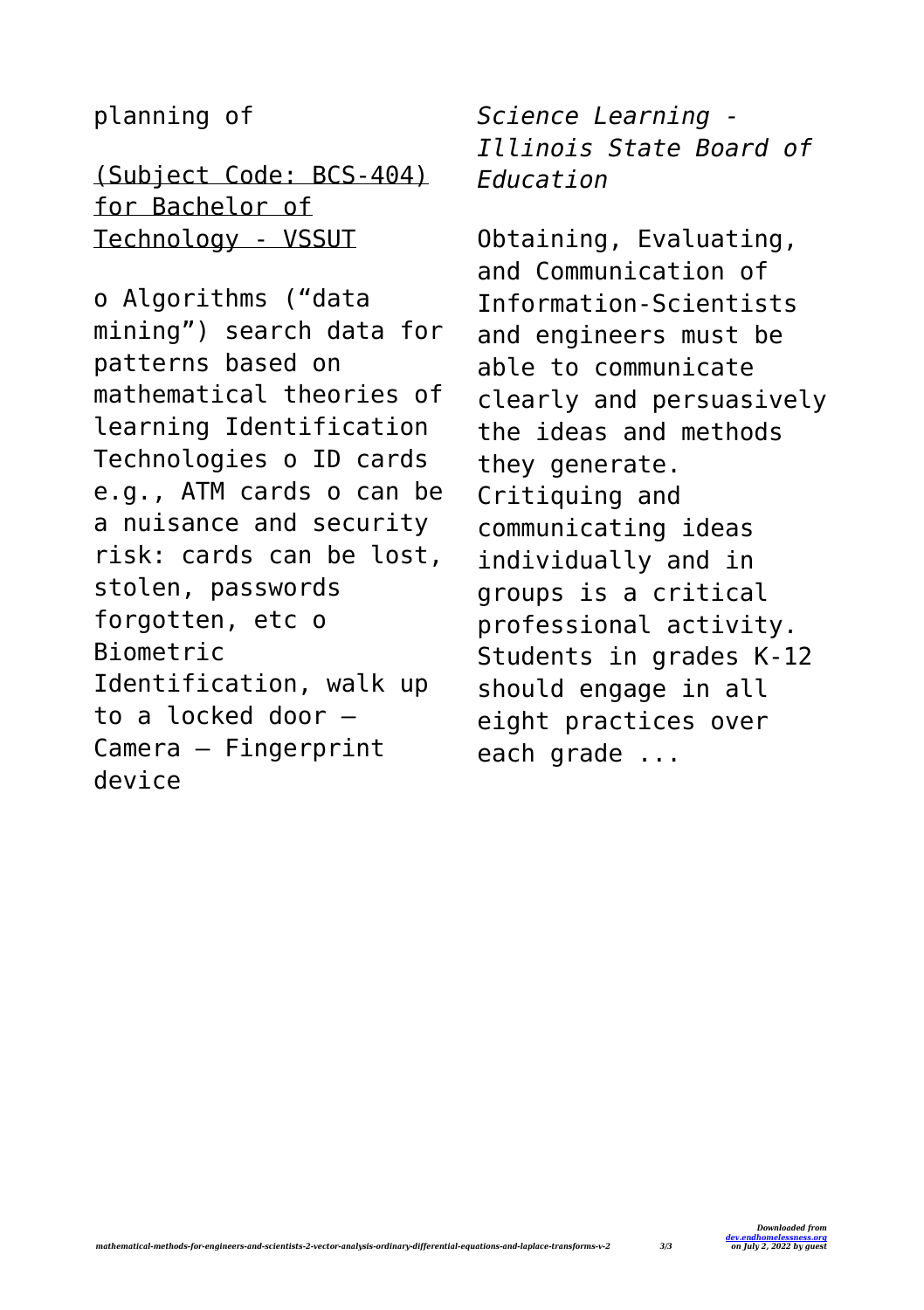planning of

(Subject Code: BCS-404) for Bachelor of Technology - VSSUT

o Algorithms ("data mining") search data for patterns based on mathematical theories of learning Identification Technologies o ID cards e.g., ATM cards o can be a nuisance and security risk: cards can be lost, stolen, passwords forgotten, etc o Biometric Identification, walk up to a locked door – Camera – Fingerprint device

*Science Learning - Illinois State Board of Education*

Obtaining, Evaluating, and Communication of Information-Scientists and engineers must be able to communicate clearly and persuasively the ideas and methods they generate. Critiquing and communicating ideas individually and in groups is a critical professional activity. Students in grades K-12 should engage in all eight practices over each grade ...